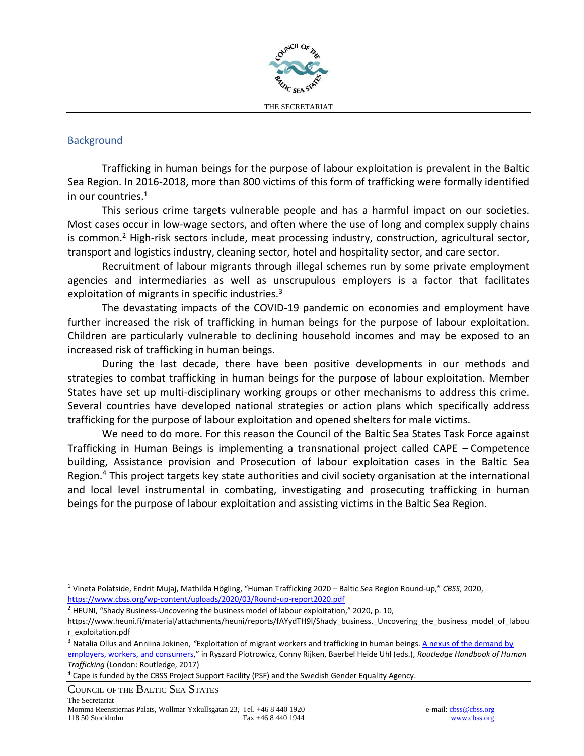## Background

Trafficking in human beings for the purpose of labour exploitation is prevalent in the Baltic Sea Region. In 2016-2018, more than 800 victims of this form of trafficking were formally identified in our countries.[1]

This serious crime targets vulnerable people and has a harmful impact on our societies. Most cases occur in low-wage sectors, and often where the use of long and complex supply chains is common.[2] High-risk sectors include, meat processing industry, construction, agricultural sector, transport and logistics industry, cleaning sector, hotel and hospitality sector, and care sector.

Recruitment of labour migrants through illegal schemes run by some private employment agencies and intermediaries as well as unscrupulous employers is a factor that facilitates exploitation of migrants in specific industries.[3]

The devastating impacts of the COVID-19 pandemic on economies and employment have further increased the risk of trafficking in human beings for the purpose of labour exploitation. Children are particularly vulnerable to declining household incomes and may be exposed to an increased risk of trafficking in human beings.

During the last decade, there have been positive developments in our methods and strategies to combat trafficking in human beings for the purpose of labour exploitation. Member States have set up multi-disciplinary working groups or other mechanisms to address this crime. Several countries have developed national strategies or action plans which specifically address trafficking for the purpose of labour exploitation and opened shelters for male victims.

We need to do more. For this reason the Council of the Baltic Sea States Task Force against Trafficking in Human Beings is implementing a transnational project called CAPE – Competence building, Assistance provision and Prosecution of labour exploitation cases in the Baltic Sea Region.[4] This project targets key state authorities and civil society organisation at the international and local level instrumental in combating, investigating and prosecuting trafficking in human beings for the purpose of labour exploitation and assisting victims in the Baltic Sea Region.

---

[1] Vineta Polatside, Endrit Mujaj, Mathilda Högling, "Human Trafficking 2020 – Baltic Sea Region Round-up," *CBSS*, 2020, https://www.cbss.org/wp-content/uploads/2020/03/Round-up-report2020.pdf

[2] HEUNI, "Shady Business-Uncovering the business model of labour exploitation," 2020, p. 10, https://www.heuni.fi/material/attachments/heuni/reports/fAYydTH9l/Shady_business._Uncovering_the_business_model_of_labour_exploitation.pdf

[3] Natalia Ollus and Anniina Jokinen, *"*Exploitation of migrant workers and trafficking in human beings. A nexus of the demand by employers, workers, and consumers," in Ryszard Piotrowicz, Conny Rijken, Baerbel Heide Uhl (eds.), *Routledge Handbook of Human Trafficking* (London: Routledge, 2017)

[4] Cape is funded by the CBSS Project Support Facility (PSF) and the Swedish Gender Equality Agency.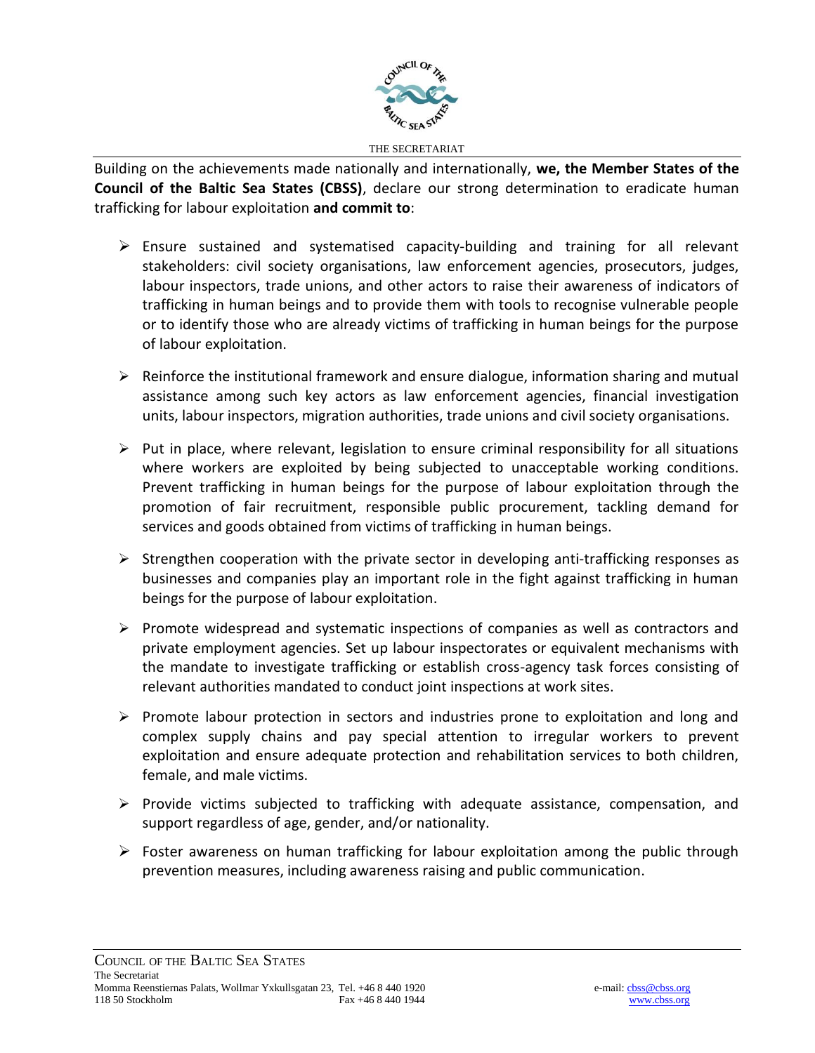Building on the achievements made nationally and internationally, **we, the Member States of the Council of the Baltic Sea States (CBSS)**, declare our strong determination to eradicate human trafficking for labour exploitation **and commit to**:

- Ensure sustained and systematised capacity-building and training for all relevant stakeholders: civil society organisations, law enforcement agencies, prosecutors, judges, labour inspectors, trade unions, and other actors to raise their awareness of indicators of trafficking in human beings and to provide them with tools to recognise vulnerable people or to identify those who are already victims of trafficking in human beings for the purpose of labour exploitation.

- Reinforce the institutional framework and ensure dialogue, information sharing and mutual assistance among such key actors as law enforcement agencies, financial investigation units, labour inspectors, migration authorities, trade unions and civil society organisations.

- Put in place, where relevant, legislation to ensure criminal responsibility for all situations where workers are exploited by being subjected to unacceptable working conditions. Prevent trafficking in human beings for the purpose of labour exploitation through the promotion of fair recruitment, responsible public procurement, tackling demand for services and goods obtained from victims of trafficking in human beings.

- Strengthen cooperation with the private sector in developing anti-trafficking responses as businesses and companies play an important role in the fight against trafficking in human beings for the purpose of labour exploitation.

- Promote widespread and systematic inspections of companies as well as contractors and private employment agencies. Set up labour inspectorates or equivalent mechanisms with the mandate to investigate trafficking or establish cross-agency task forces consisting of relevant authorities mandated to conduct joint inspections at work sites.

- Promote labour protection in sectors and industries prone to exploitation and long and complex supply chains and pay special attention to irregular workers to prevent exploitation and ensure adequate protection and rehabilitation services to both children, female, and male victims.

- Provide victims subjected to trafficking with adequate assistance, compensation, and support regardless of age, gender, and/or nationality.

- Foster awareness on human trafficking for labour exploitation among the public through prevention measures, including awareness raising and public communication.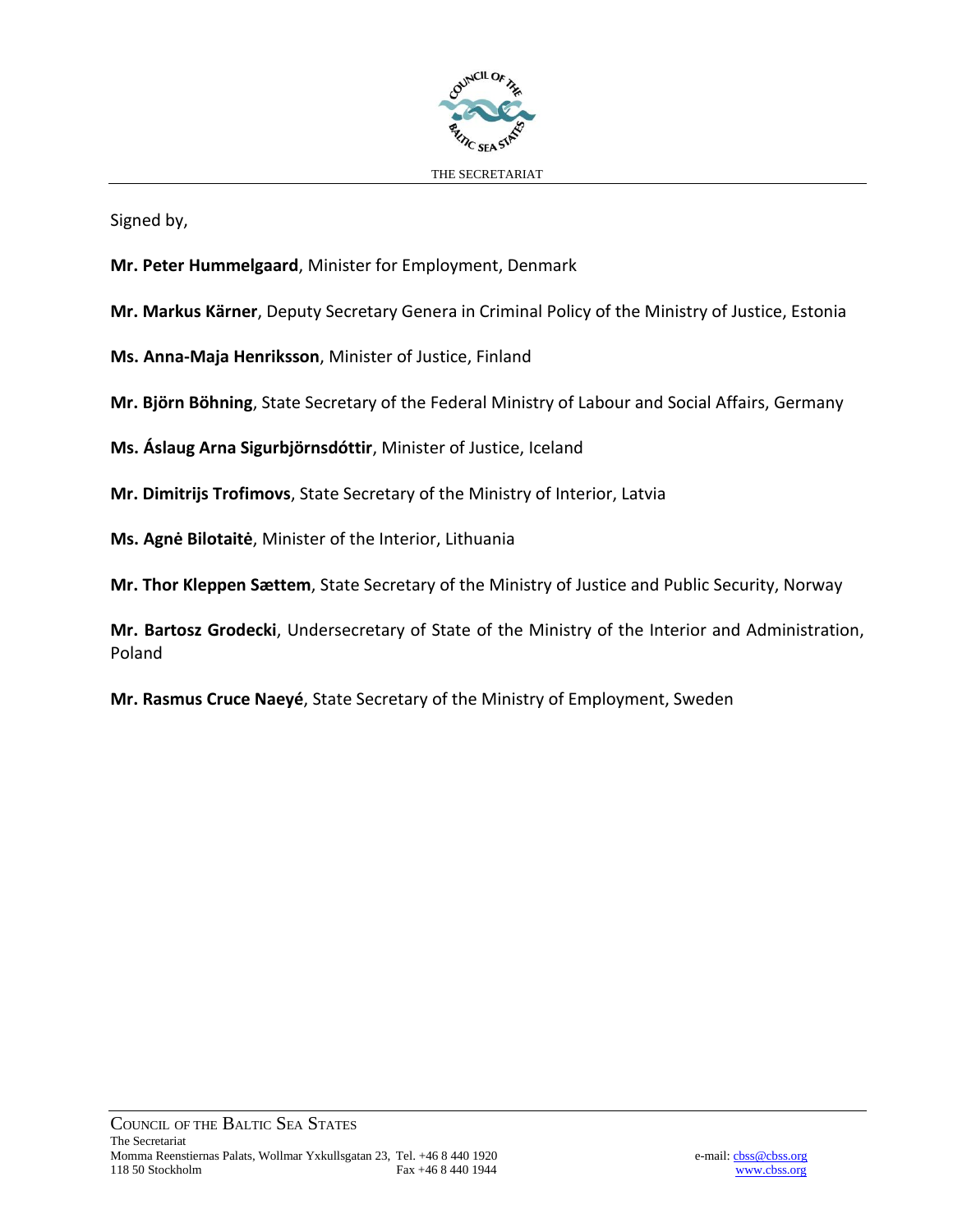Signed by,

**Mr. Peter Hummelgaard**, Minister for Employment, Denmark

**Mr. Markus Kärner**, Deputy Secretary Genera in Criminal Policy of the Ministry of Justice, Estonia

**Ms. Anna-Maja Henriksson**, Minister of Justice, Finland

**Mr. Björn Böhning**, State Secretary of the Federal Ministry of Labour and Social Affairs, Germany

**Ms. Áslaug Arna Sigurbjörnsdóttir**, Minister of Justice, Iceland

**Mr. Dimitrijs Trofimovs**, State Secretary of the Ministry of Interior, Latvia

**Ms. Agnė Bilotaitė**, Minister of the Interior, Lithuania

**Mr. Thor Kleppen Sættem**, State Secretary of the Ministry of Justice and Public Security, Norway

**Mr. Bartosz Grodecki**, Undersecretary of State of the Ministry of the Interior and Administration, Poland

**Mr. Rasmus Cruce Naeyé**, State Secretary of the Ministry of Employment, Sweden